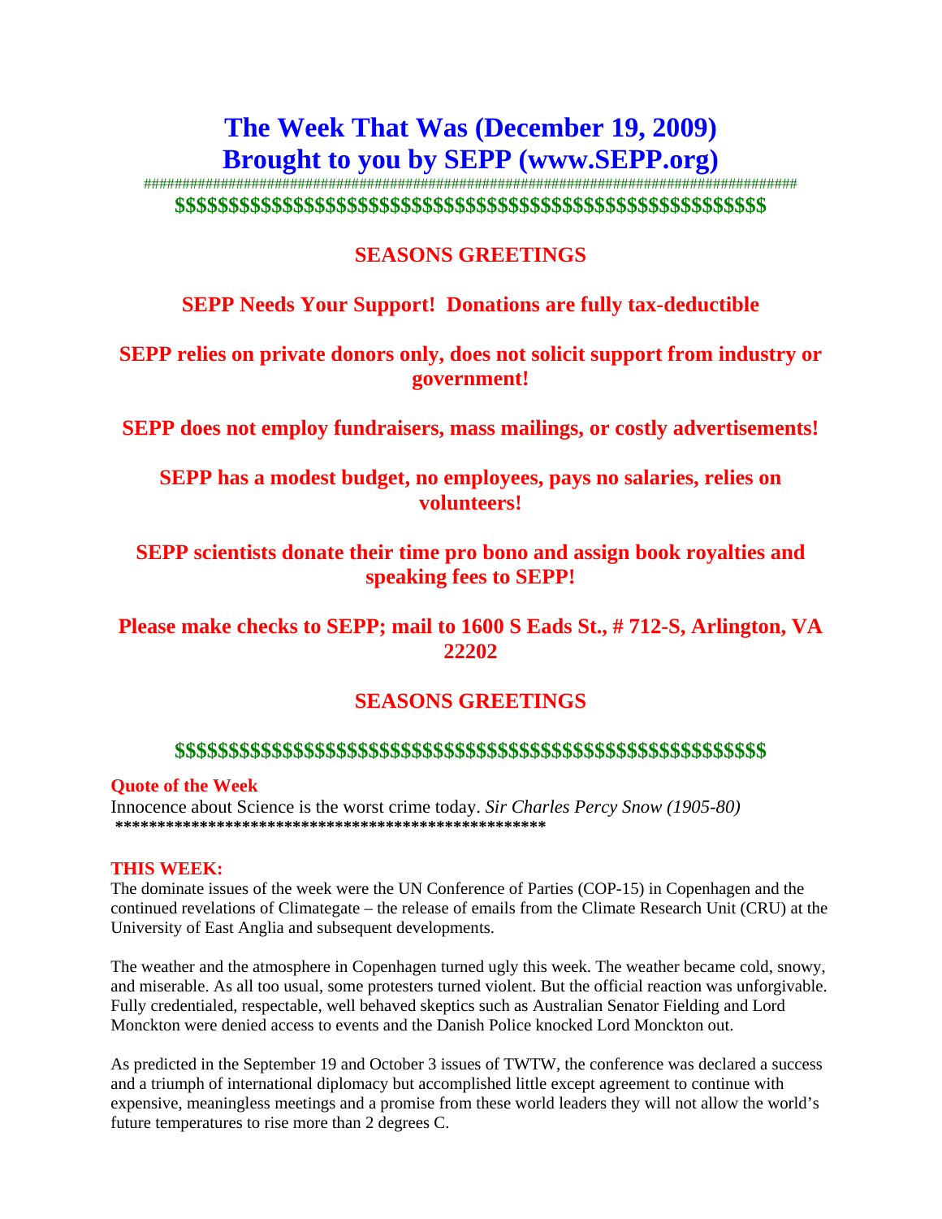# The Week That Was (December 19, 2009)
# Brought to you by SEPP (www.SEPP.org)

################################################################################

$$$$$$$$$$$$$$$$$$$$$$$$$$$$$$$$$$$$$$$$$$$$$$$$$$$$$$$$$$$$

## SEASONS GREETINGS

**SEPP Needs Your Support! Donations are fully tax-deductible**

**SEPP relies on private donors only, does not solicit support from industry or government!**

**SEPP does not employ fundraisers, mass mailings, or costly advertisements!**

**SEPP has a modest budget, no employees, pays no salaries, relies on volunteers!**

**SEPP scientists donate their time pro bono and assign book royalties and speaking fees to SEPP!**

**Please make checks to SEPP; mail to 1600 S Eads St., # 712-S, Arlington, VA 22202**

## SEASONS GREETINGS

$$$$$$$$$$$$$$$$$$$$$$$$$$$$$$$$$$$$$$$$$$$$$$$$$$$$$$$$$$$$

**Quote of the Week**

Innocence about Science is the worst crime today. *Sir Charles Percy Snow (1905-80)*

**************************************************

**THIS WEEK:**

The dominate issues of the week were the UN Conference of Parties (COP-15) in Copenhagen and the continued revelations of Climategate – the release of emails from the Climate Research Unit (CRU) at the University of East Anglia and subsequent developments.

The weather and the atmosphere in Copenhagen turned ugly this week. The weather became cold, snowy, and miserable. As all too usual, some protesters turned violent. But the official reaction was unforgivable. Fully credentialed, respectable, well behaved skeptics such as Australian Senator Fielding and Lord Monckton were denied access to events and the Danish Police knocked Lord Monckton out.

As predicted in the September 19 and October 3 issues of TWTW, the conference was declared a success and a triumph of international diplomacy but accomplished little except agreement to continue with expensive, meaningless meetings and a promise from these world leaders they will not allow the world's future temperatures to rise more than 2 degrees C.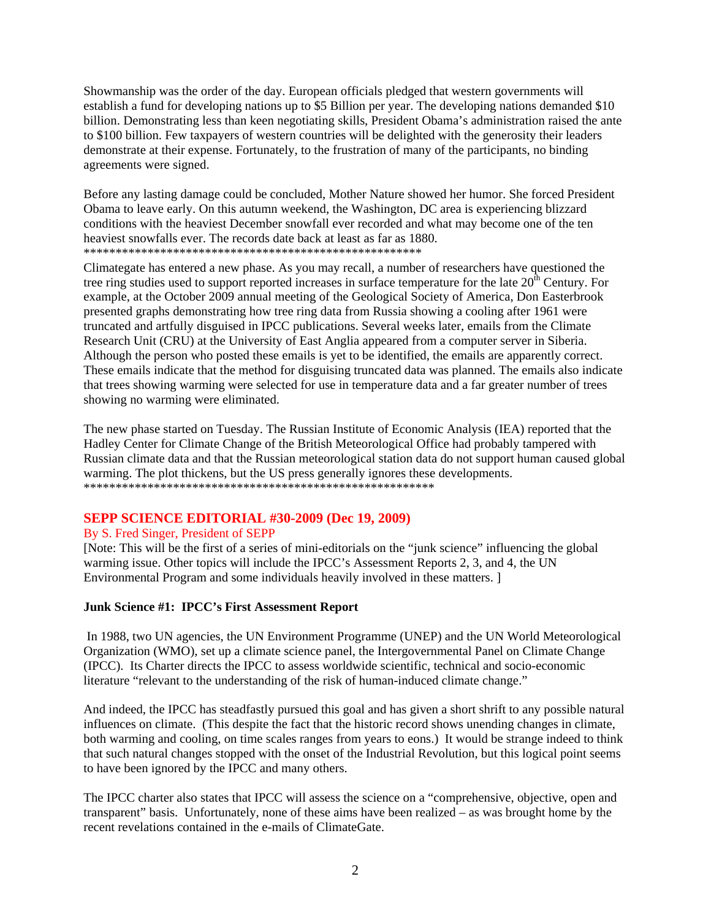Showmanship was the order of the day. European officials pledged that western governments will establish a fund for developing nations up to $5 Billion per year. The developing nations demanded $10 billion. Demonstrating less than keen negotiating skills, President Obama's administration raised the ante to $100 billion. Few taxpayers of western countries will be delighted with the generosity their leaders demonstrate at their expense. Fortunately, to the frustration of many of the participants, no binding agreements were signed.

Before any lasting damage could be concluded, Mother Nature showed her humor. She forced President Obama to leave early. On this autumn weekend, the Washington, DC area is experiencing blizzard conditions with the heaviest December snowfall ever recorded and what may become one of the ten heaviest snowfalls ever. The records date back at least as far as 1880.

*****************************************************

Climategate has entered a new phase. As you may recall, a number of researchers have questioned the tree ring studies used to support reported increases in surface temperature for the late 20th Century. For example, at the October 2009 annual meeting of the Geological Society of America, Don Easterbrook presented graphs demonstrating how tree ring data from Russia showing a cooling after 1961 were truncated and artfully disguised in IPCC publications. Several weeks later, emails from the Climate Research Unit (CRU) at the University of East Anglia appeared from a computer server in Siberia. Although the person who posted these emails is yet to be identified, the emails are apparently correct. These emails indicate that the method for disguising truncated data was planned. The emails also indicate that trees showing warming were selected for use in temperature data and a far greater number of trees showing no warming were eliminated.

The new phase started on Tuesday. The Russian Institute of Economic Analysis (IEA) reported that the Hadley Center for Climate Change of the British Meteorological Office had probably tampered with Russian climate data and that the Russian meteorological station data do not support human caused global warming. The plot thickens, but the US press generally ignores these developments.

*******************************************************

## SEPP SCIENCE EDITORIAL #30-2009 (Dec 19, 2009)

By S. Fred Singer, President of SEPP

[Note: This will be the first of a series of mini-editorials on the "junk science" influencing the global warming issue. Other topics will include the IPCC's Assessment Reports 2, 3, and 4, the UN Environmental Program and some individuals heavily involved in these matters. ]

### Junk Science #1: IPCC's First Assessment Report

In 1988, two UN agencies, the UN Environment Programme (UNEP) and the UN World Meteorological Organization (WMO), set up a climate science panel, the Intergovernmental Panel on Climate Change (IPCC). Its Charter directs the IPCC to assess worldwide scientific, technical and socio-economic literature "relevant to the understanding of the risk of human-induced climate change."

And indeed, the IPCC has steadfastly pursued this goal and has given a short shrift to any possible natural influences on climate. (This despite the fact that the historic record shows unending changes in climate, both warming and cooling, on time scales ranges from years to eons.) It would be strange indeed to think that such natural changes stopped with the onset of the Industrial Revolution, but this logical point seems to have been ignored by the IPCC and many others.

The IPCC charter also states that IPCC will assess the science on a "comprehensive, objective, open and transparent" basis. Unfortunately, none of these aims have been realized – as was brought home by the recent revelations contained in the e-mails of ClimateGate.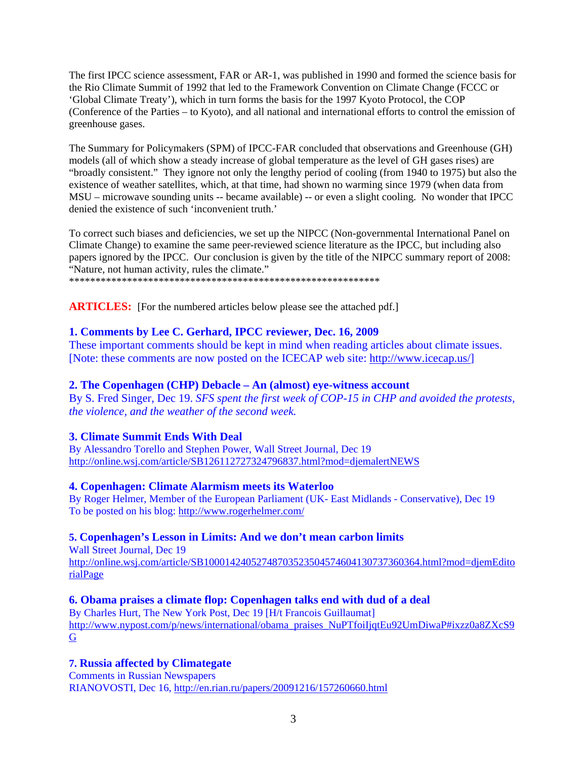The first IPCC science assessment, FAR or AR-1, was published in 1990 and formed the science basis for the Rio Climate Summit of 1992 that led to the Framework Convention on Climate Change (FCCC or 'Global Climate Treaty'), which in turn forms the basis for the 1997 Kyoto Protocol, the COP (Conference of the Parties – to Kyoto), and all national and international efforts to control the emission of greenhouse gases.

The Summary for Policymakers (SPM) of IPCC-FAR concluded that observations and Greenhouse (GH) models (all of which show a steady increase of global temperature as the level of GH gases rises) are "broadly consistent." They ignore not only the lengthy period of cooling (from 1940 to 1975) but also the existence of weather satellites, which, at that time, had shown no warming since 1979 (when data from MSU – microwave sounding units -- became available) -- or even a slight cooling. No wonder that IPCC denied the existence of such 'inconvenient truth.'

To correct such biases and deficiencies, we set up the NIPCC (Non-governmental International Panel on Climate Change) to examine the same peer-reviewed science literature as the IPCC, but including also papers ignored by the IPCC. Our conclusion is given by the title of the NIPCC summary report of 2008: "Nature, not human activity, rules the climate."

************************************************************

**ARTICLES:** [For the numbered articles below please see the attached pdf.]

### 1. Comments by Lee C. Gerhard, IPCC reviewer, Dec. 16, 2009

These important comments should be kept in mind when reading articles about climate issues. [Note: these comments are now posted on the ICECAP web site: http://www.icecap.us/]

### 2. The Copenhagen (CHP) Debacle – An (almost) eye-witness account

By S. Fred Singer, Dec 19. *SFS spent the first week of COP-15 in CHP and avoided the protests, the violence, and the weather of the second week.*

### 3. Climate Summit Ends With Deal

By Alessandro Torello and Stephen Power, Wall Street Journal, Dec 19
http://online.wsj.com/article/SB126112727324796837.html?mod=djemalertNEWS

### 4. Copenhagen: Climate Alarmism meets its Waterloo

By Roger Helmer, Member of the European Parliament (UK- East Midlands - Conservative), Dec 19
To be posted on his blog: http://www.rogerhelmer.com/

### 5. Copenhagen's Lesson in Limits: And we don't mean carbon limits

Wall Street Journal, Dec 19
http://online.wsj.com/article/SB10001424052748703523504574604130737360364.html?mod=djemEditorialPage

### 6. Obama praises a climate flop: Copenhagen talks end with dud of a deal

By Charles Hurt, The New York Post, Dec 19 [H/t Francois Guillaumat]
http://www.nypost.com/p/news/international/obama_praises_NuPTfoiIjqtEu92UmDiwaP#ixzz0a8ZXcS9G

### 7. Russia affected by Climategate

Comments in Russian Newspapers
RIANOVOSTI, Dec 16, http://en.rian.ru/papers/20091216/157260660.html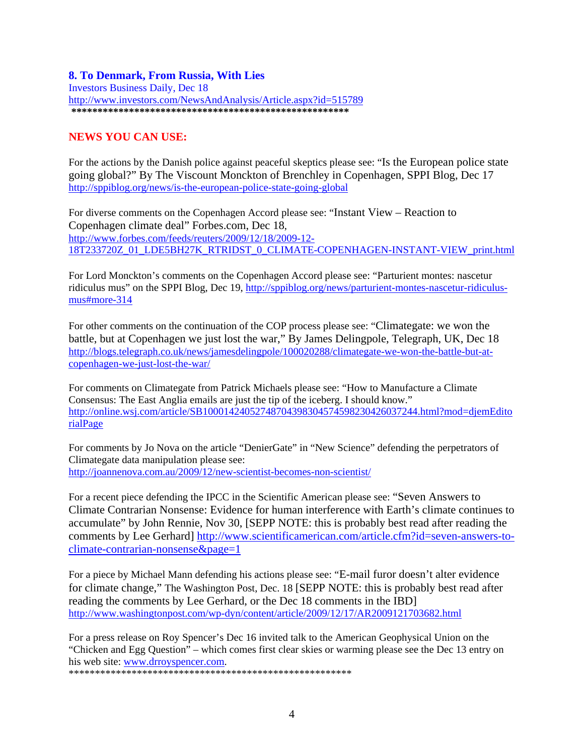### 8. To Denmark, From Russia, With Lies

Investors Business Daily, Dec 18
http://www.investors.com/NewsAndAnalysis/Article.aspx?id=515789
**************************************************

## NEWS YOU CAN USE:

For the actions by the Danish police against peaceful skeptics please see: "Is the European police state going global?" By The Viscount Monckton of Brenchley in Copenhagen, SPPI Blog, Dec 17
http://sppiblog.org/news/is-the-european-police-state-going-global

For diverse comments on the Copenhagen Accord please see: "Instant View – Reaction to Copenhagen climate deal" Forbes.com, Dec 18,
http://www.forbes.com/feeds/reuters/2009/12/18/2009-12-18T233720Z_01_LDE5BH27K_RTRIDST_0_CLIMATE-COPENHAGEN-INSTANT-VIEW_print.html

For Lord Monckton's comments on the Copenhagen Accord please see: "Parturient montes: nascetur ridiculus mus" on the SPPI Blog, Dec 19, http://sppiblog.org/news/parturient-montes-nascetur-ridiculus-mus#more-314

For other comments on the continuation of the COP process please see: "Climategate: we won the battle, but at Copenhagen we just lost the war," By James Delingpole, Telegraph, UK, Dec 18
http://blogs.telegraph.co.uk/news/jamesdelingpole/100020288/climategate-we-won-the-battle-but-at-copenhagen-we-just-lost-the-war/

For comments on Climategate from Patrick Michaels please see: "How to Manufacture a Climate Consensus: The East Anglia emails are just the tip of the iceberg. I should know."
http://online.wsj.com/article/SB10001424052748704398304574598230426037244.html?mod=djemEditorialPage

For comments by Jo Nova on the article "DenierGate" in "New Science" defending the perpetrators of Climategate data manipulation please see:
http://joannenova.com.au/2009/12/new-scientist-becomes-non-scientist/

For a recent piece defending the IPCC in the Scientific American please see: "Seven Answers to Climate Contrarian Nonsense: Evidence for human interference with Earth's climate continues to accumulate" by John Rennie, Nov 30, [SEPP NOTE: this is probably best read after reading the comments by Lee Gerhard] http://www.scientificamerican.com/article.cfm?id=seven-answers-to-climate-contrarian-nonsense&page=1

For a piece by Michael Mann defending his actions please see: "E-mail furor doesn't alter evidence for climate change," The Washington Post, Dec. 18 [SEPP NOTE: this is probably best read after reading the comments by Lee Gerhand, or the Dec 18 comments in the IBD]
http://www.washingtonpost.com/wp-dyn/content/article/2009/12/17/AR2009121703682.html

For a press release on Roy Spencer's Dec 16 invited talk to the American Geophysical Union on the "Chicken and Egg Question" – which comes first clear skies or warming please see the Dec 13 entry on his web site: www.drroyspencer.com.
**************************************************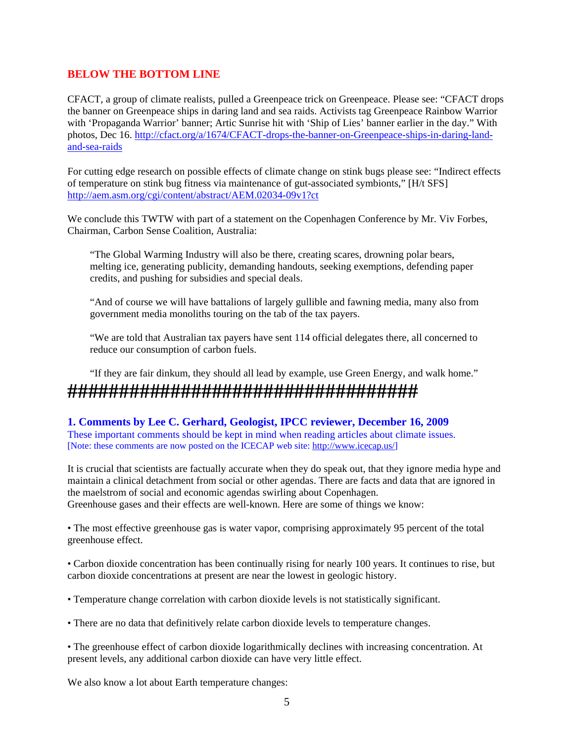## BELOW THE BOTTOM LINE

CFACT, a group of climate realists, pulled a Greenpeace trick on Greenpeace. Please see: "CFACT drops the banner on Greenpeace ships in daring land and sea raids. Activists tag Greenpeace Rainbow Warrior with 'Propaganda Warrior' banner; Artic Sunrise hit with 'Ship of Lies' banner earlier in the day." With photos, Dec 16. http://cfact.org/a/1674/CFACT-drops-the-banner-on-Greenpeace-ships-in-daring-land-and-sea-raids

For cutting edge research on possible effects of climate change on stink bugs please see: "Indirect effects of temperature on stink bug fitness via maintenance of gut-associated symbionts," [H/t SFS] http://aem.asm.org/cgi/content/abstract/AEM.02034-09v1?ct

We conclude this TWTW with part of a statement on the Copenhagen Conference by Mr. Viv Forbes, Chairman, Carbon Sense Coalition, Australia:

> "The Global Warming Industry will also be there, creating scares, drowning polar bears, melting ice, generating publicity, demanding handouts, seeking exemptions, defending paper credits, and pushing for subsidies and special deals.
>
> "And of course we will have battalions of largely gullible and fawning media, many also from government media monoliths touring on the tab of the tax payers.
>
> "We are told that Australian tax payers have sent 114 official delegates there, all concerned to reduce our consumption of carbon fuels.
>
> "If they are fair dinkum, they should all lead by example, use Green Energy, and walk home."

####################################

### 1. Comments by Lee C. Gerhard, Geologist, IPCC reviewer, December 16, 2009

These important comments should be kept in mind when reading articles about climate issues.
[Note: these comments are now posted on the ICECAP web site: http://www.icecap.us/]

It is crucial that scientists are factually accurate when they do speak out, that they ignore media hype and maintain a clinical detachment from social or other agendas. There are facts and data that are ignored in the maelstrom of social and economic agendas swirling about Copenhagen.
Greenhouse gases and their effects are well-known. Here are some of things we know:

• The most effective greenhouse gas is water vapor, comprising approximately 95 percent of the total greenhouse effect.

• Carbon dioxide concentration has been continually rising for nearly 100 years. It continues to rise, but carbon dioxide concentrations at present are near the lowest in geologic history.

• Temperature change correlation with carbon dioxide levels is not statistically significant.

• There are no data that definitively relate carbon dioxide levels to temperature changes.

• The greenhouse effect of carbon dioxide logarithmically declines with increasing concentration. At present levels, any additional carbon dioxide can have very little effect.

We also know a lot about Earth temperature changes: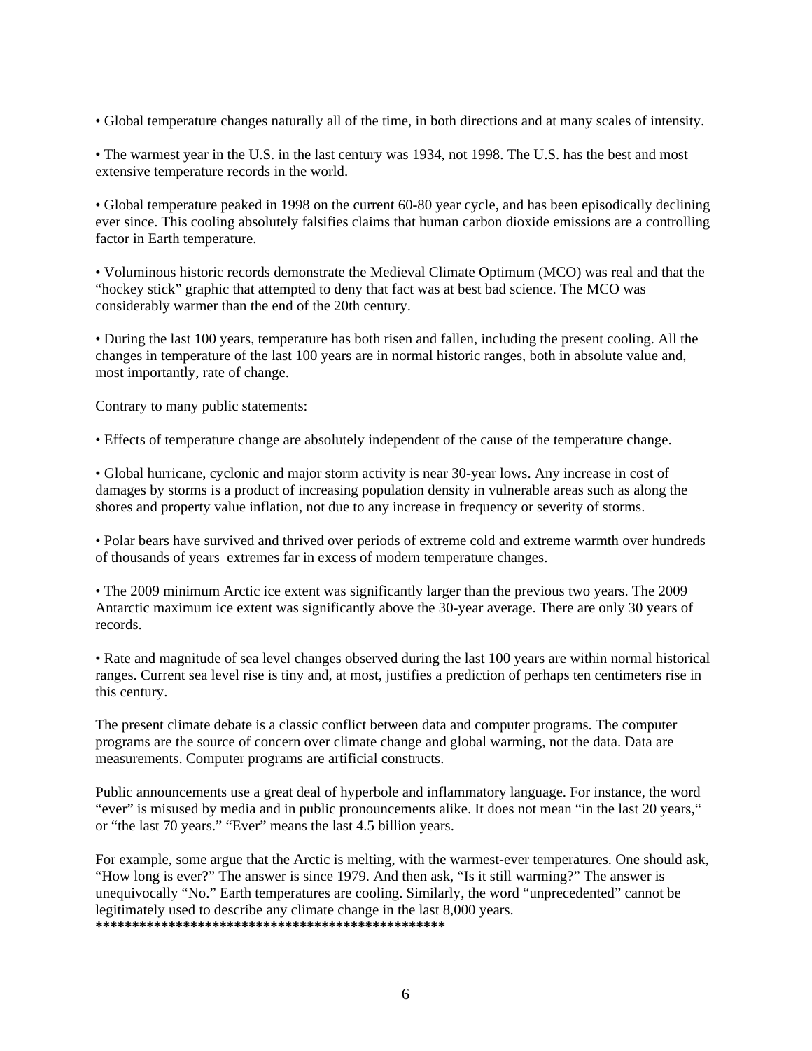• Global temperature changes naturally all of the time, in both directions and at many scales of intensity.

• The warmest year in the U.S. in the last century was 1934, not 1998. The U.S. has the best and most extensive temperature records in the world.

• Global temperature peaked in 1998 on the current 60-80 year cycle, and has been episodically declining ever since. This cooling absolutely falsifies claims that human carbon dioxide emissions are a controlling factor in Earth temperature.

• Voluminous historic records demonstrate the Medieval Climate Optimum (MCO) was real and that the "hockey stick" graphic that attempted to deny that fact was at best bad science. The MCO was considerably warmer than the end of the 20th century.

• During the last 100 years, temperature has both risen and fallen, including the present cooling. All the changes in temperature of the last 100 years are in normal historic ranges, both in absolute value and, most importantly, rate of change.

Contrary to many public statements:

• Effects of temperature change are absolutely independent of the cause of the temperature change.

• Global hurricane, cyclonic and major storm activity is near 30-year lows. Any increase in cost of damages by storms is a product of increasing population density in vulnerable areas such as along the shores and property value inflation, not due to any increase in frequency or severity of storms.

• Polar bears have survived and thrived over periods of extreme cold and extreme warmth over hundreds of thousands of years  extremes far in excess of modern temperature changes.

• The 2009 minimum Arctic ice extent was significantly larger than the previous two years. The 2009 Antarctic maximum ice extent was significantly above the 30-year average. There are only 30 years of records.

• Rate and magnitude of sea level changes observed during the last 100 years are within normal historical ranges. Current sea level rise is tiny and, at most, justifies a prediction of perhaps ten centimeters rise in this century.

The present climate debate is a classic conflict between data and computer programs. The computer programs are the source of concern over climate change and global warming, not the data. Data are measurements. Computer programs are artificial constructs.

Public announcements use a great deal of hyperbole and inflammatory language. For instance, the word "ever" is misused by media and in public pronouncements alike. It does not mean "in the last 20 years," or "the last 70 years." "Ever" means the last 4.5 billion years.

For example, some argue that the Arctic is melting, with the warmest-ever temperatures. One should ask, "How long is ever?" The answer is since 1979. And then ask, "Is it still warming?" The answer is unequivocally "No." Earth temperatures are cooling. Similarly, the word "unprecedented" cannot be legitimately used to describe any climate change in the last 8,000 years.
**************************************************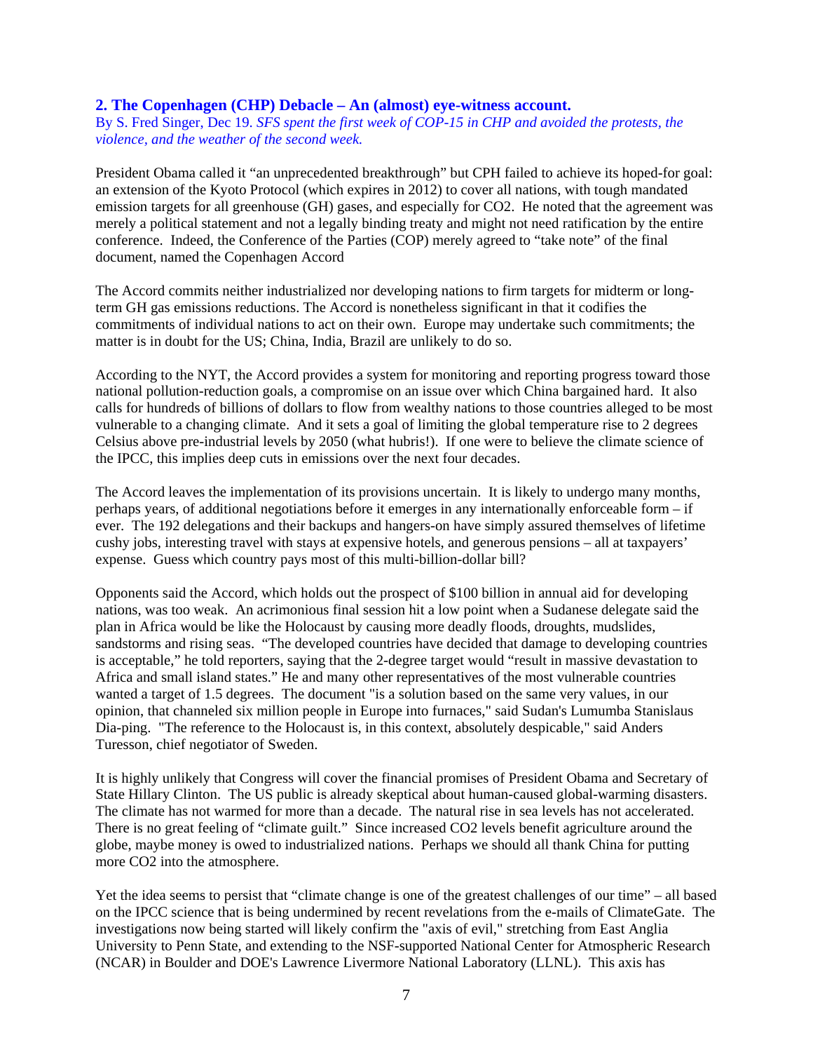## 2. The Copenhagen (CHP) Debacle – An (almost) eye-witness account.

By S. Fred Singer, Dec 19. *SFS spent the first week of COP-15 in CHP and avoided the protests, the violence, and the weather of the second week.*

President Obama called it "an unprecedented breakthrough" but CPH failed to achieve its hoped-for goal: an extension of the Kyoto Protocol (which expires in 2012) to cover all nations, with tough mandated emission targets for all greenhouse (GH) gases, and especially for CO2. He noted that the agreement was merely a political statement and not a legally binding treaty and might not need ratification by the entire conference. Indeed, the Conference of the Parties (COP) merely agreed to "take note" of the final document, named the Copenhagen Accord

The Accord commits neither industrialized nor developing nations to firm targets for midterm or long-term GH gas emissions reductions. The Accord is nonetheless significant in that it codifies the commitments of individual nations to act on their own. Europe may undertake such commitments; the matter is in doubt for the US; China, India, Brazil are unlikely to do so.

According to the NYT, the Accord provides a system for monitoring and reporting progress toward those national pollution-reduction goals, a compromise on an issue over which China bargained hard. It also calls for hundreds of billions of dollars to flow from wealthy nations to those countries alleged to be most vulnerable to a changing climate. And it sets a goal of limiting the global temperature rise to 2 degrees Celsius above pre-industrial levels by 2050 (what hubris!). If one were to believe the climate science of the IPCC, this implies deep cuts in emissions over the next four decades.

The Accord leaves the implementation of its provisions uncertain. It is likely to undergo many months, perhaps years, of additional negotiations before it emerges in any internationally enforceable form – if ever. The 192 delegations and their backups and hangers-on have simply assured themselves of lifetime cushy jobs, interesting travel with stays at expensive hotels, and generous pensions – all at taxpayers' expense. Guess which country pays most of this multi-billion-dollar bill?

Opponents said the Accord, which holds out the prospect of $100 billion in annual aid for developing nations, was too weak. An acrimonious final session hit a low point when a Sudanese delegate said the plan in Africa would be like the Holocaust by causing more deadly floods, droughts, mudslides, sandstorms and rising seas. "The developed countries have decided that damage to developing countries is acceptable," he told reporters, saying that the 2-degree target would "result in massive devastation to Africa and small island states." He and many other representatives of the most vulnerable countries wanted a target of 1.5 degrees. The document "is a solution based on the same very values, in our opinion, that channeled six million people in Europe into furnaces," said Sudan's Lumumba Stanislaus Dia-ping. "The reference to the Holocaust is, in this context, absolutely despicable," said Anders Turesson, chief negotiator of Sweden.

It is highly unlikely that Congress will cover the financial promises of President Obama and Secretary of State Hillary Clinton. The US public is already skeptical about human-caused global-warming disasters. The climate has not warmed for more than a decade. The natural rise in sea levels has not accelerated. There is no great feeling of "climate guilt." Since increased CO2 levels benefit agriculture around the globe, maybe money is owed to industrialized nations. Perhaps we should all thank China for putting more CO2 into the atmosphere.

Yet the idea seems to persist that "climate change is one of the greatest challenges of our time" – all based on the IPCC science that is being undermined by recent revelations from the e-mails of ClimateGate. The investigations now being started will likely confirm the "axis of evil," stretching from East Anglia University to Penn State, and extending to the NSF-supported National Center for Atmospheric Research (NCAR) in Boulder and DOE's Lawrence Livermore National Laboratory (LLNL). This axis has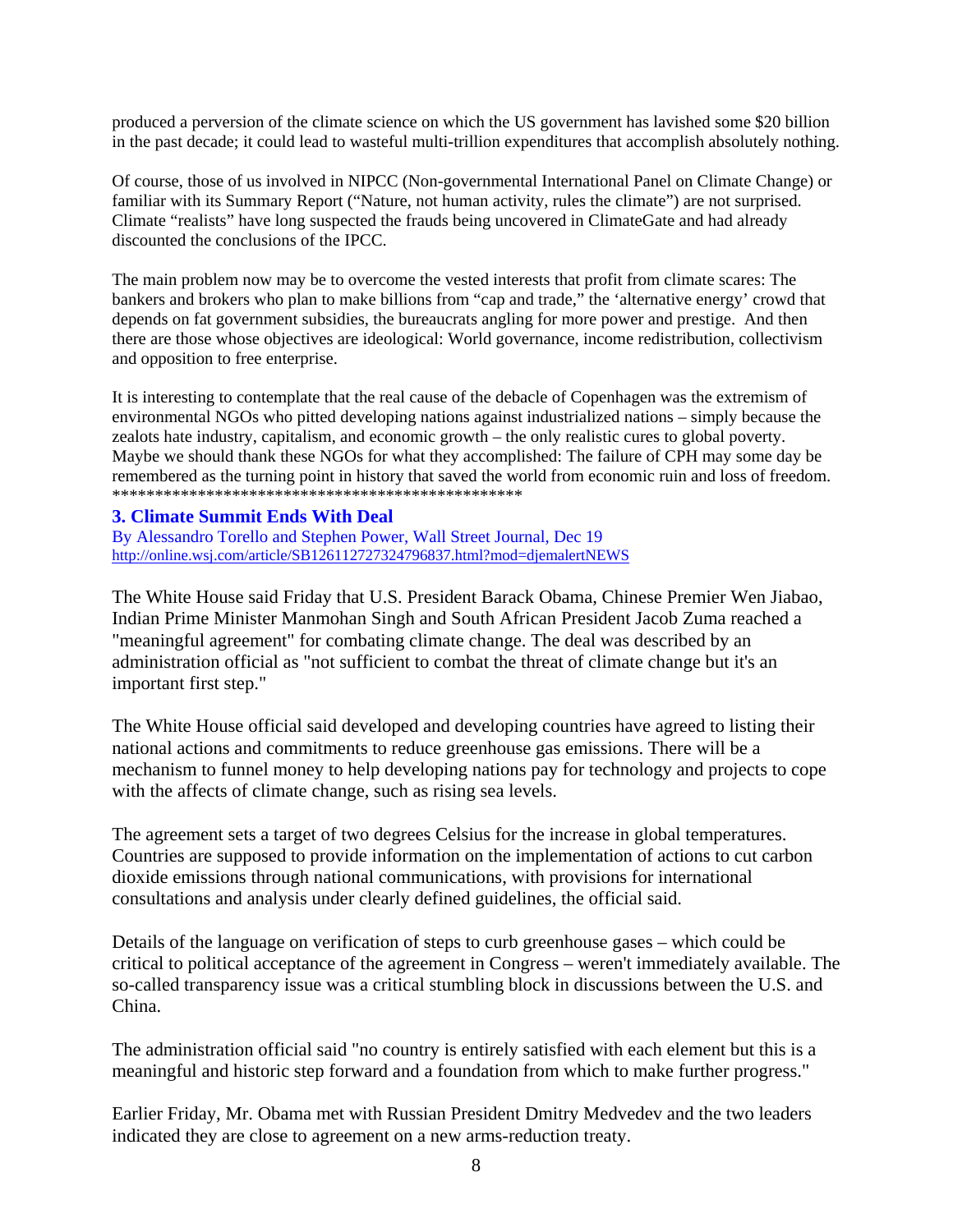produced a perversion of the climate science on which the US government has lavished some $20 billion in the past decade; it could lead to wasteful multi-trillion expenditures that accomplish absolutely nothing.

Of course, those of us involved in NIPCC (Non-governmental International Panel on Climate Change) or familiar with its Summary Report ("Nature, not human activity, rules the climate") are not surprised. Climate "realists" have long suspected the frauds being uncovered in ClimateGate and had already discounted the conclusions of the IPCC.

The main problem now may be to overcome the vested interests that profit from climate scares: The bankers and brokers who plan to make billions from "cap and trade," the 'alternative energy' crowd that depends on fat government subsidies, the bureaucrats angling for more power and prestige. And then there are those whose objectives are ideological: World governance, income redistribution, collectivism and opposition to free enterprise.

It is interesting to contemplate that the real cause of the debacle of Copenhagen was the extremism of environmental NGOs who pitted developing nations against industrialized nations – simply because the zealots hate industry, capitalism, and economic growth – the only realistic cures to global poverty. Maybe we should thank these NGOs for what they accomplished: The failure of CPH may some day be remembered as the turning point in history that saved the world from economic ruin and loss of freedom.
*************************************************

### 3. Climate Summit Ends With Deal

By Alessandro Torello and Stephen Power, Wall Street Journal, Dec 19
http://online.wsj.com/article/SB126112727324796837.html?mod=djemalertNEWS

The White House said Friday that U.S. President Barack Obama, Chinese Premier Wen Jiabao, Indian Prime Minister Manmohan Singh and South African President Jacob Zuma reached a "meaningful agreement" for combating climate change. The deal was described by an administration official as "not sufficient to combat the threat of climate change but it's an important first step."

The White House official said developed and developing countries have agreed to listing their national actions and commitments to reduce greenhouse gas emissions. There will be a mechanism to funnel money to help developing nations pay for technology and projects to cope with the affects of climate change, such as rising sea levels.

The agreement sets a target of two degrees Celsius for the increase in global temperatures. Countries are supposed to provide information on the implementation of actions to cut carbon dioxide emissions through national communications, with provisions for international consultations and analysis under clearly defined guidelines, the official said.

Details of the language on verification of steps to curb greenhouse gases – which could be critical to political acceptance of the agreement in Congress – weren't immediately available. The so-called transparency issue was a critical stumbling block in discussions between the U.S. and China.

The administration official said "no country is entirely satisfied with each element but this is a meaningful and historic step forward and a foundation from which to make further progress."

Earlier Friday, Mr. Obama met with Russian President Dmitry Medvedev and the two leaders indicated they are close to agreement on a new arms-reduction treaty.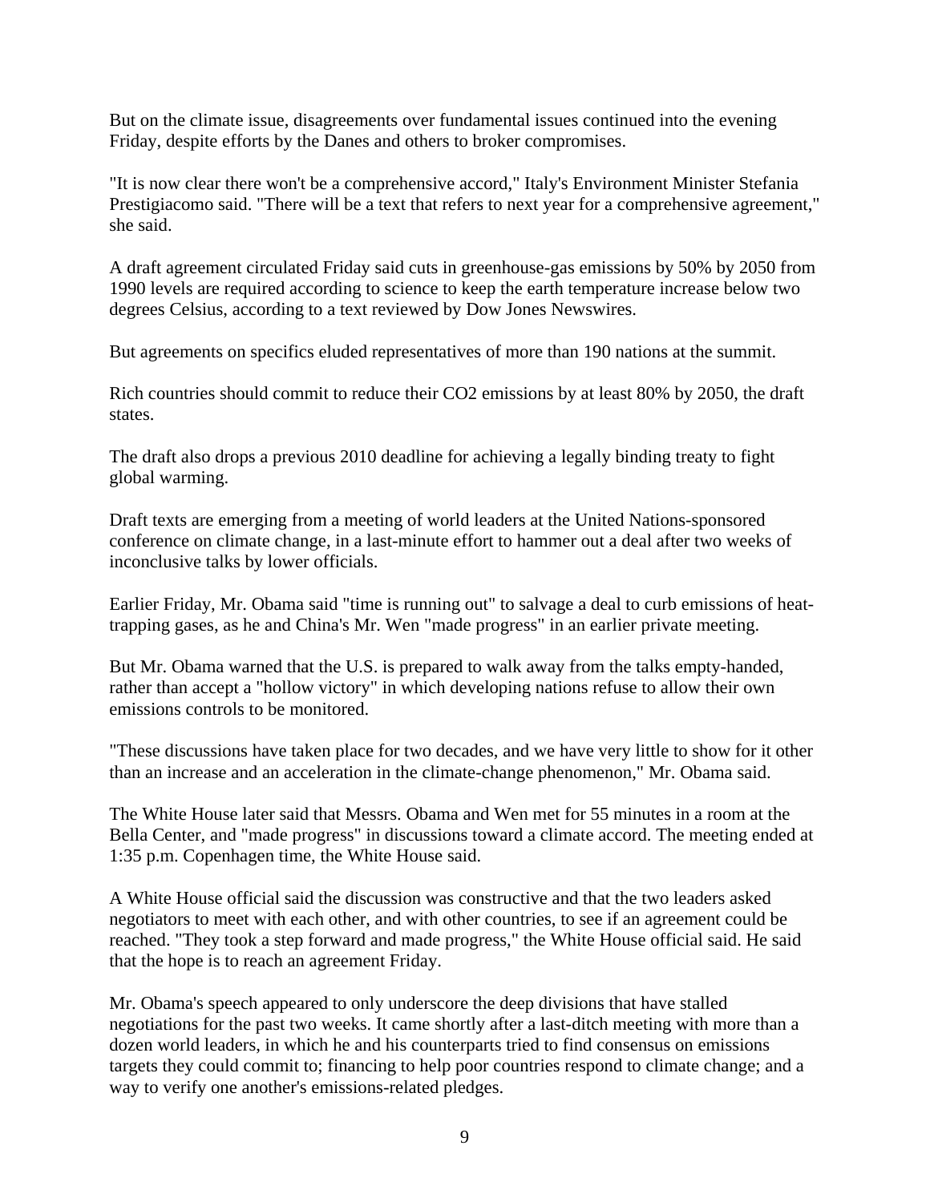But on the climate issue, disagreements over fundamental issues continued into the evening Friday, despite efforts by the Danes and others to broker compromises.

"It is now clear there won't be a comprehensive accord," Italy's Environment Minister Stefania Prestigiacomo said. "There will be a text that refers to next year for a comprehensive agreement," she said.

A draft agreement circulated Friday said cuts in greenhouse-gas emissions by 50% by 2050 from 1990 levels are required according to science to keep the earth temperature increase below two degrees Celsius, according to a text reviewed by Dow Jones Newswires.

But agreements on specifics eluded representatives of more than 190 nations at the summit.

Rich countries should commit to reduce their $CO_2$ emissions by at least 80% by 2050, the draft states.

The draft also drops a previous 2010 deadline for achieving a legally binding treaty to fight global warming.

Draft texts are emerging from a meeting of world leaders at the United Nations-sponsored conference on climate change, in a last-minute effort to hammer out a deal after two weeks of inconclusive talks by lower officials.

Earlier Friday, Mr. Obama said "time is running out" to salvage a deal to curb emissions of heat-trapping gases, as he and China's Mr. Wen "made progress" in an earlier private meeting.

But Mr. Obama warned that the U.S. is prepared to walk away from the talks empty-handed, rather than accept a "hollow victory" in which developing nations refuse to allow their own emissions controls to be monitored.

"These discussions have taken place for two decades, and we have very little to show for it other than an increase and an acceleration in the climate-change phenomenon," Mr. Obama said.

The White House later said that Messrs. Obama and Wen met for 55 minutes in a room at the Bella Center, and "made progress" in discussions toward a climate accord. The meeting ended at 1:35 p.m. Copenhagen time, the White House said.

A White House official said the discussion was constructive and that the two leaders asked negotiators to meet with each other, and with other countries, to see if an agreement could be reached. "They took a step forward and made progress," the White House official said. He said that the hope is to reach an agreement Friday.

Mr. Obama's speech appeared to only underscore the deep divisions that have stalled negotiations for the past two weeks. It came shortly after a last-ditch meeting with more than a dozen world leaders, in which he and his counterparts tried to find consensus on emissions targets they could commit to; financing to help poor countries respond to climate change; and a way to verify one another's emissions-related pledges.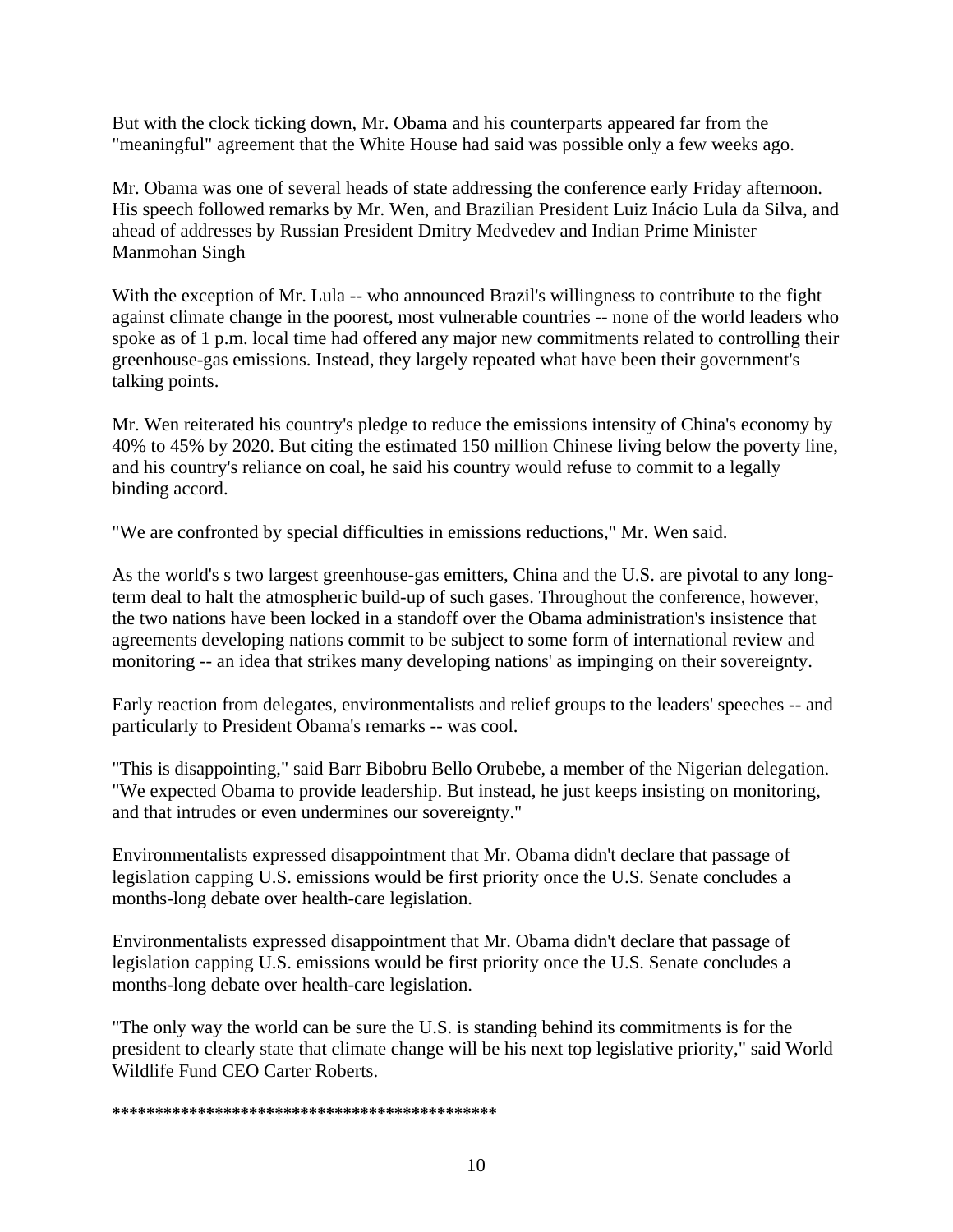But with the clock ticking down, Mr. Obama and his counterparts appeared far from the "meaningful" agreement that the White House had said was possible only a few weeks ago.

Mr. Obama was one of several heads of state addressing the conference early Friday afternoon. His speech followed remarks by Mr. Wen, and Brazilian President Luiz Inácio Lula da Silva, and ahead of addresses by Russian President Dmitry Medvedev and Indian Prime Minister Manmohan Singh

With the exception of Mr. Lula -- who announced Brazil's willingness to contribute to the fight against climate change in the poorest, most vulnerable countries -- none of the world leaders who spoke as of 1 p.m. local time had offered any major new commitments related to controlling their greenhouse-gas emissions. Instead, they largely repeated what have been their government's talking points.

Mr. Wen reiterated his country's pledge to reduce the emissions intensity of China's economy by 40% to 45% by 2020. But citing the estimated 150 million Chinese living below the poverty line, and his country's reliance on coal, he said his country would refuse to commit to a legally binding accord.

"We are confronted by special difficulties in emissions reductions," Mr. Wen said.

As the world's s two largest greenhouse-gas emitters, China and the U.S. are pivotal to any long-term deal to halt the atmospheric build-up of such gases. Throughout the conference, however, the two nations have been locked in a standoff over the Obama administration's insistence that agreements developing nations commit to be subject to some form of international review and monitoring -- an idea that strikes many developing nations' as impinging on their sovereignty.

Early reaction from delegates, environmentalists and relief groups to the leaders' speeches -- and particularly to President Obama's remarks -- was cool.

"This is disappointing," said Barr Bibobru Bello Orubebe, a member of the Nigerian delegation. "We expected Obama to provide leadership. But instead, he just keeps insisting on monitoring, and that intrudes or even undermines our sovereignty."

Environmentalists expressed disappointment that Mr. Obama didn't declare that passage of legislation capping U.S. emissions would be first priority once the U.S. Senate concludes a months-long debate over health-care legislation.

Environmentalists expressed disappointment that Mr. Obama didn't declare that passage of legislation capping U.S. emissions would be first priority once the U.S. Senate concludes a months-long debate over health-care legislation.

"The only way the world can be sure the U.S. is standing behind its commitments is for the president to clearly state that climate change will be his next top legislative priority," said World Wildlife Fund CEO Carter Roberts.

**********************************************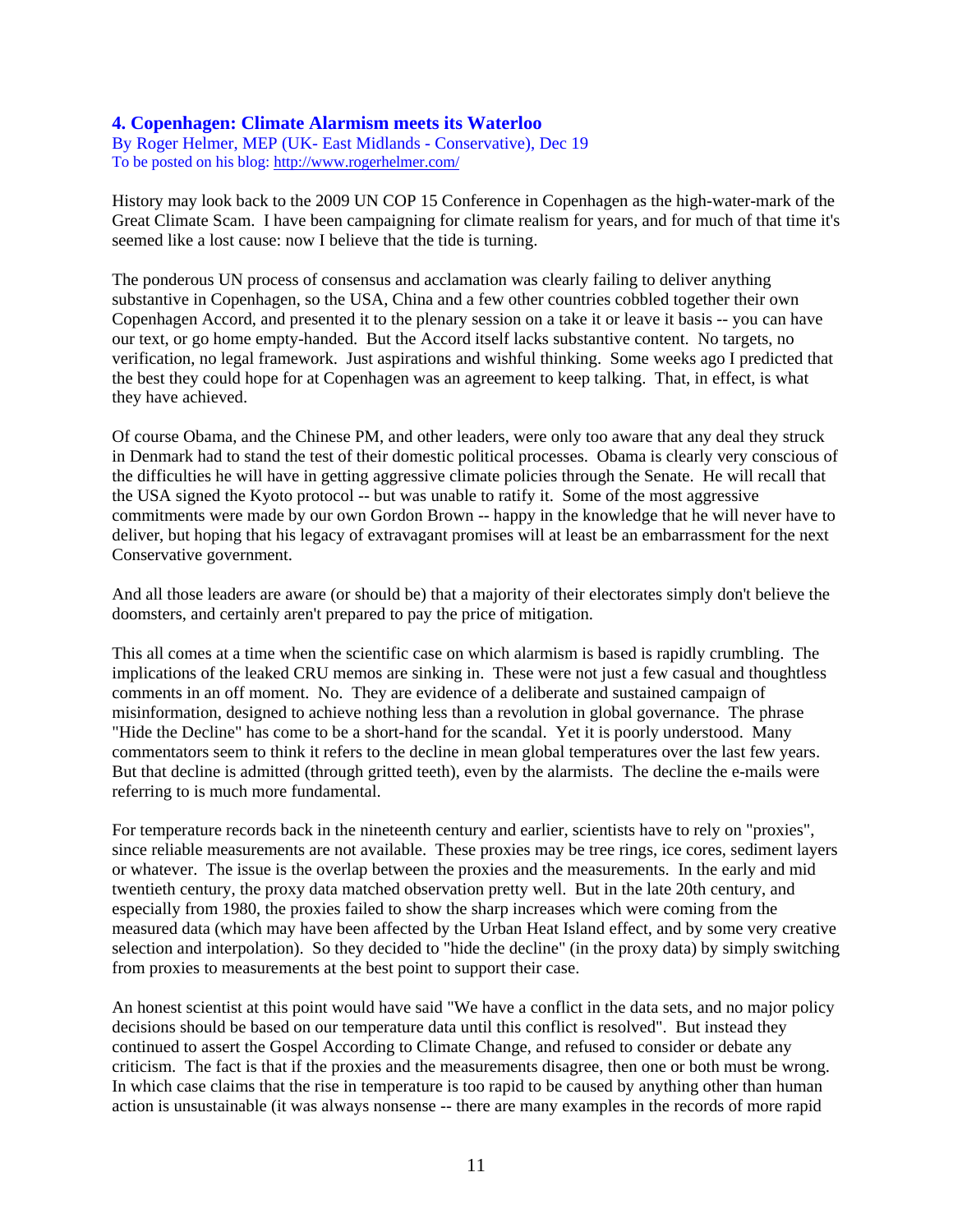### 4. Copenhagen: Climate Alarmism meets its Waterloo

By Roger Helmer, MEP (UK- East Midlands - Conservative), Dec 19
To be posted on his blog: http://www.rogerhelmer.com/

History may look back to the 2009 UN COP 15 Conference in Copenhagen as the high-water-mark of the Great Climate Scam. I have been campaigning for climate realism for years, and for much of that time it's seemed like a lost cause: now I believe that the tide is turning.

The ponderous UN process of consensus and acclamation was clearly failing to deliver anything substantive in Copenhagen, so the USA, China and a few other countries cobbled together their own Copenhagen Accord, and presented it to the plenary session on a take it or leave it basis -- you can have our text, or go home empty-handed. But the Accord itself lacks substantive content. No targets, no verification, no legal framework. Just aspirations and wishful thinking. Some weeks ago I predicted that the best they could hope for at Copenhagen was an agreement to keep talking. That, in effect, is what they have achieved.

Of course Obama, and the Chinese PM, and other leaders, were only too aware that any deal they struck in Denmark had to stand the test of their domestic political processes. Obama is clearly very conscious of the difficulties he will have in getting aggressive climate policies through the Senate. He will recall that the USA signed the Kyoto protocol -- but was unable to ratify it. Some of the most aggressive commitments were made by our own Gordon Brown -- happy in the knowledge that he will never have to deliver, but hoping that his legacy of extravagant promises will at least be an embarrassment for the next Conservative government.

And all those leaders are aware (or should be) that a majority of their electorates simply don't believe the doomsters, and certainly aren't prepared to pay the price of mitigation.

This all comes at a time when the scientific case on which alarmism is based is rapidly crumbling. The implications of the leaked CRU memos are sinking in. These were not just a few casual and thoughtless comments in an off moment. No. They are evidence of a deliberate and sustained campaign of misinformation, designed to achieve nothing less than a revolution in global governance. The phrase "Hide the Decline" has come to be a short-hand for the scandal. Yet it is poorly understood. Many commentators seem to think it refers to the decline in mean global temperatures over the last few years. But that decline is admitted (through gritted teeth), even by the alarmists. The decline the e-mails were referring to is much more fundamental.

For temperature records back in the nineteenth century and earlier, scientists have to rely on "proxies", since reliable measurements are not available. These proxies may be tree rings, ice cores, sediment layers or whatever. The issue is the overlap between the proxies and the measurements. In the early and mid twentieth century, the proxy data matched observation pretty well. But in the late 20th century, and especially from 1980, the proxies failed to show the sharp increases which were coming from the measured data (which may have been affected by the Urban Heat Island effect, and by some very creative selection and interpolation). So they decided to "hide the decline" (in the proxy data) by simply switching from proxies to measurements at the best point to support their case.

An honest scientist at this point would have said "We have a conflict in the data sets, and no major policy decisions should be based on our temperature data until this conflict is resolved". But instead they continued to assert the Gospel According to Climate Change, and refused to consider or debate any criticism. The fact is that if the proxies and the measurements disagree, then one or both must be wrong. In which case claims that the rise in temperature is too rapid to be caused by anything other than human action is unsustainable (it was always nonsense -- there are many examples in the records of more rapid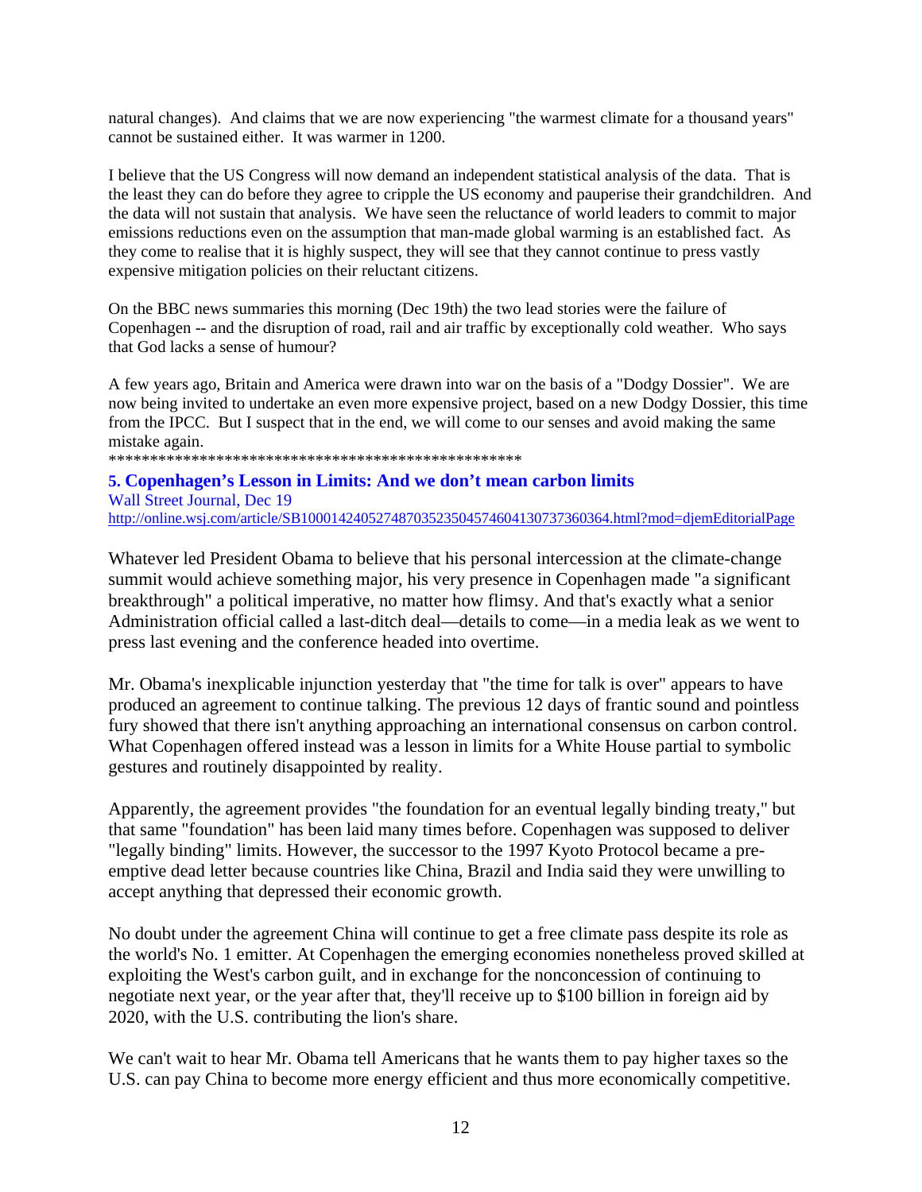natural changes). And claims that we are now experiencing "the warmest climate for a thousand years" cannot be sustained either. It was warmer in 1200.

I believe that the US Congress will now demand an independent statistical analysis of the data. That is the least they can do before they agree to cripple the US economy and pauperise their grandchildren. And the data will not sustain that analysis. We have seen the reluctance of world leaders to commit to major emissions reductions even on the assumption that man-made global warming is an established fact. As they come to realise that it is highly suspect, they will see that they cannot continue to press vastly expensive mitigation policies on their reluctant citizens.

On the BBC news summaries this morning (Dec 19th) the two lead stories were the failure of Copenhagen -- and the disruption of road, rail and air traffic by exceptionally cold weather. Who says that God lacks a sense of humour?

A few years ago, Britain and America were drawn into war on the basis of a "Dodgy Dossier". We are now being invited to undertake an even more expensive project, based on a new Dodgy Dossier, this time from the IPCC. But I suspect that in the end, we will come to our senses and avoid making the same mistake again.

***************************************************

**5. Copenhagen's Lesson in Limits: And we don't mean carbon limits**

Wall Street Journal, Dec 19

http://online.wsj.com/article/SB10001424052748703523504574604130737360364.html?mod=djemEditorialPage

Whatever led President Obama to believe that his personal intercession at the climate-change summit would achieve something major, his very presence in Copenhagen made "a significant breakthrough" a political imperative, no matter how flimsy. And that's exactly what a senior Administration official called a last-ditch deal—details to come—in a media leak as we went to press last evening and the conference headed into overtime.

Mr. Obama's inexplicable injunction yesterday that "the time for talk is over" appears to have produced an agreement to continue talking. The previous 12 days of frantic sound and pointless fury showed that there isn't anything approaching an international consensus on carbon control. What Copenhagen offered instead was a lesson in limits for a White House partial to symbolic gestures and routinely disappointed by reality.

Apparently, the agreement provides "the foundation for an eventual legally binding treaty," but that same "foundation" has been laid many times before. Copenhagen was supposed to deliver "legally binding" limits. However, the successor to the 1997 Kyoto Protocol became a pre-emptive dead letter because countries like China, Brazil and India said they were unwilling to accept anything that depressed their economic growth.

No doubt under the agreement China will continue to get a free climate pass despite its role as the world's No. 1 emitter. At Copenhagen the emerging economies nonetheless proved skilled at exploiting the West's carbon guilt, and in exchange for the nonconcession of continuing to negotiate next year, or the year after that, they'll receive up to $100 billion in foreign aid by 2020, with the U.S. contributing the lion's share.

We can't wait to hear Mr. Obama tell Americans that he wants them to pay higher taxes so the U.S. can pay China to become more energy efficient and thus more economically competitive.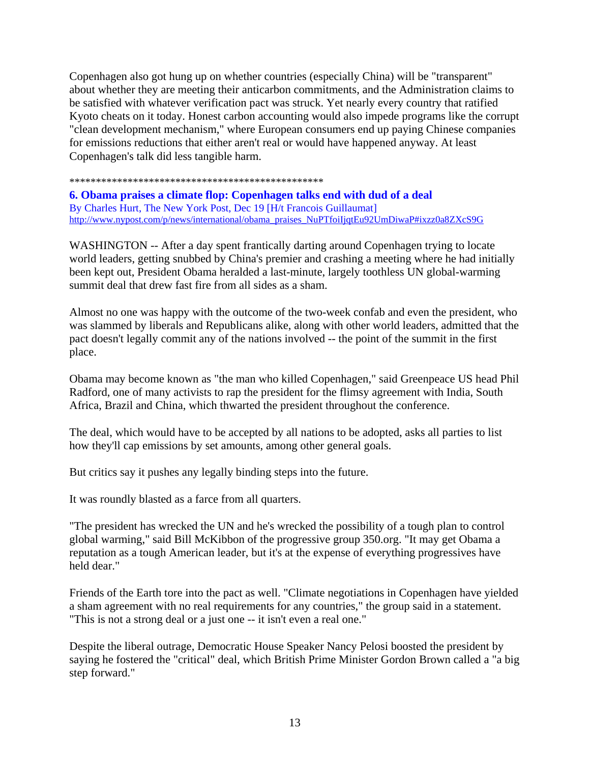Copenhagen also got hung up on whether countries (especially China) will be "transparent" about whether they are meeting their anticarbon commitments, and the Administration claims to be satisfied with whatever verification pact was struck. Yet nearly every country that ratified Kyoto cheats on it today. Honest carbon accounting would also impede programs like the corrupt "clean development mechanism," where European consumers end up paying Chinese companies for emissions reductions that either aren't real or would have happened anyway. At least Copenhagen's talk did less tangible harm.

\*\*\*\*\*\*\*\*\*\*\*\*\*\*\*\*\*\*\*\*\*\*\*\*\*\*\*\*\*\*\*\*\*\*\*\*\*\*\*\*\*\*\*\*\*\*\*\*\*

**6. Obama praises a climate flop: Copenhagen talks end with dud of a deal**

By Charles Hurt, The New York Post, Dec 19 [H/t Francois Guillaumat]
http://www.nypost.com/p/news/international/obama_praises_NuPTfoiIjqtEu92UmDiwaP#ixzz0a8ZXcS9G

WASHINGTON -- After a day spent frantically darting around Copenhagen trying to locate world leaders, getting snubbed by China's premier and crashing a meeting where he had initially been kept out, President Obama heralded a last-minute, largely toothless UN global-warming summit deal that drew fast fire from all sides as a sham.

Almost no one was happy with the outcome of the two-week confab and even the president, who was slammed by liberals and Republicans alike, along with other world leaders, admitted that the pact doesn't legally commit any of the nations involved -- the point of the summit in the first place.

Obama may become known as "the man who killed Copenhagen," said Greenpeace US head Phil Radford, one of many activists to rap the president for the flimsy agreement with India, South Africa, Brazil and China, which thwarted the president throughout the conference.

The deal, which would have to be accepted by all nations to be adopted, asks all parties to list how they'll cap emissions by set amounts, among other general goals.

But critics say it pushes any legally binding steps into the future.

It was roundly blasted as a farce from all quarters.

"The president has wrecked the UN and he's wrecked the possibility of a tough plan to control global warming," said Bill McKibbon of the progressive group 350.org. "It may get Obama a reputation as a tough American leader, but it's at the expense of everything progressives have held dear."

Friends of the Earth tore into the pact as well. "Climate negotiations in Copenhagen have yielded a sham agreement with no real requirements for any countries," the group said in a statement. "This is not a strong deal or a just one -- it isn't even a real one."

Despite the liberal outrage, Democratic House Speaker Nancy Pelosi boosted the president by saying he fostered the "critical" deal, which British Prime Minister Gordon Brown called a "a big step forward."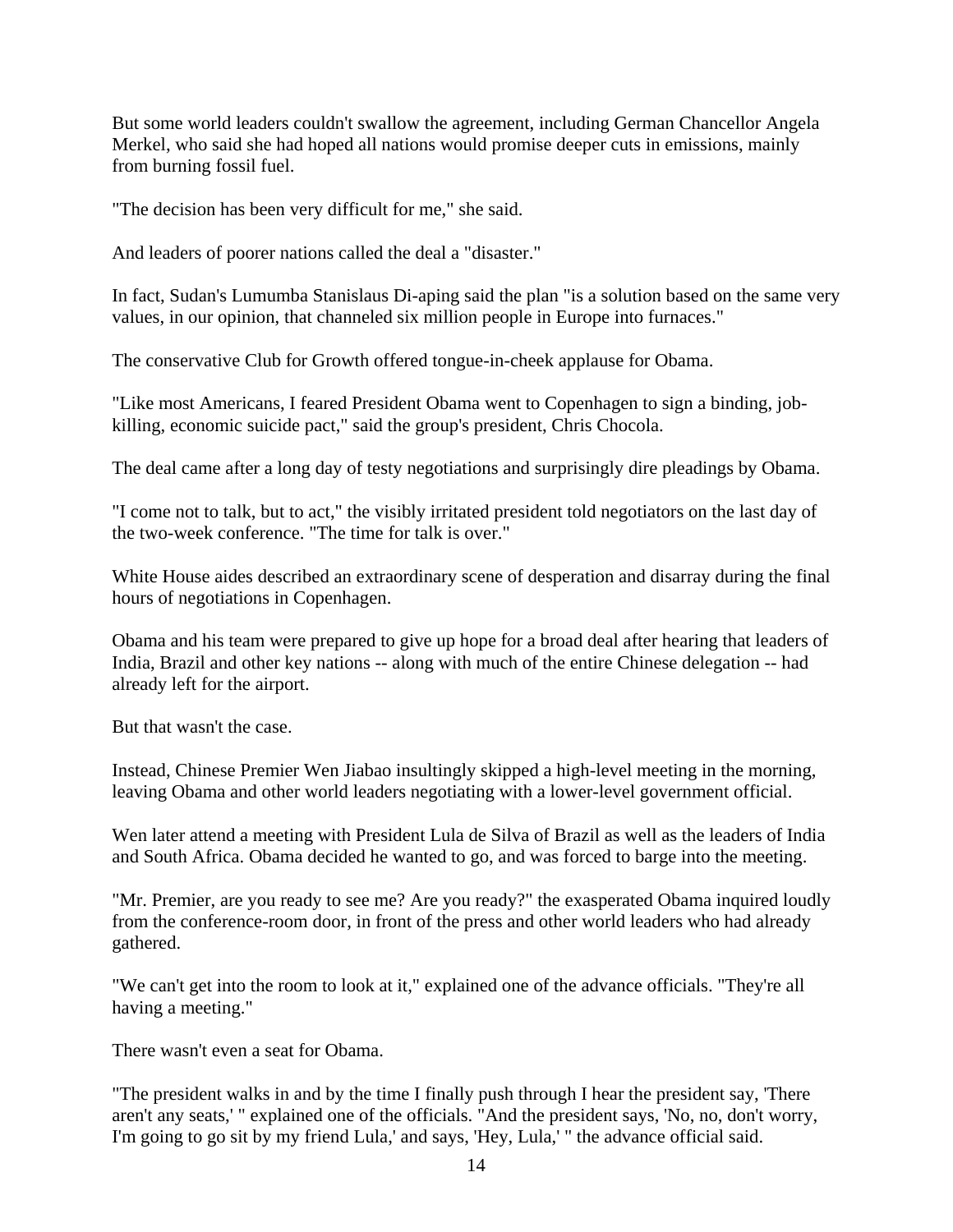But some world leaders couldn't swallow the agreement, including German Chancellor Angela Merkel, who said she had hoped all nations would promise deeper cuts in emissions, mainly from burning fossil fuel.

"The decision has been very difficult for me," she said.

And leaders of poorer nations called the deal a "disaster."

In fact, Sudan's Lumumba Stanislaus Di-aping said the plan "is a solution based on the same very values, in our opinion, that channeled six million people in Europe into furnaces."

The conservative Club for Growth offered tongue-in-cheek applause for Obama.

"Like most Americans, I feared President Obama went to Copenhagen to sign a binding, job-killing, economic suicide pact," said the group's president, Chris Chocola.

The deal came after a long day of testy negotiations and surprisingly dire pleadings by Obama.

"I come not to talk, but to act," the visibly irritated president told negotiators on the last day of the two-week conference. "The time for talk is over."

White House aides described an extraordinary scene of desperation and disarray during the final hours of negotiations in Copenhagen.

Obama and his team were prepared to give up hope for a broad deal after hearing that leaders of India, Brazil and other key nations -- along with much of the entire Chinese delegation -- had already left for the airport.

But that wasn't the case.

Instead, Chinese Premier Wen Jiabao insultingly skipped a high-level meeting in the morning, leaving Obama and other world leaders negotiating with a lower-level government official.

Wen later attend a meeting with President Lula de Silva of Brazil as well as the leaders of India and South Africa. Obama decided he wanted to go, and was forced to barge into the meeting.

"Mr. Premier, are you ready to see me? Are you ready?" the exasperated Obama inquired loudly from the conference-room door, in front of the press and other world leaders who had already gathered.

"We can't get into the room to look at it," explained one of the advance officials. "They're all having a meeting."

There wasn't even a seat for Obama.

"The president walks in and by the time I finally push through I hear the president say, 'There aren't any seats,' " explained one of the officials. "And the president says, 'No, no, don't worry, I'm going to go sit by my friend Lula,' and says, 'Hey, Lula,' " the advance official said.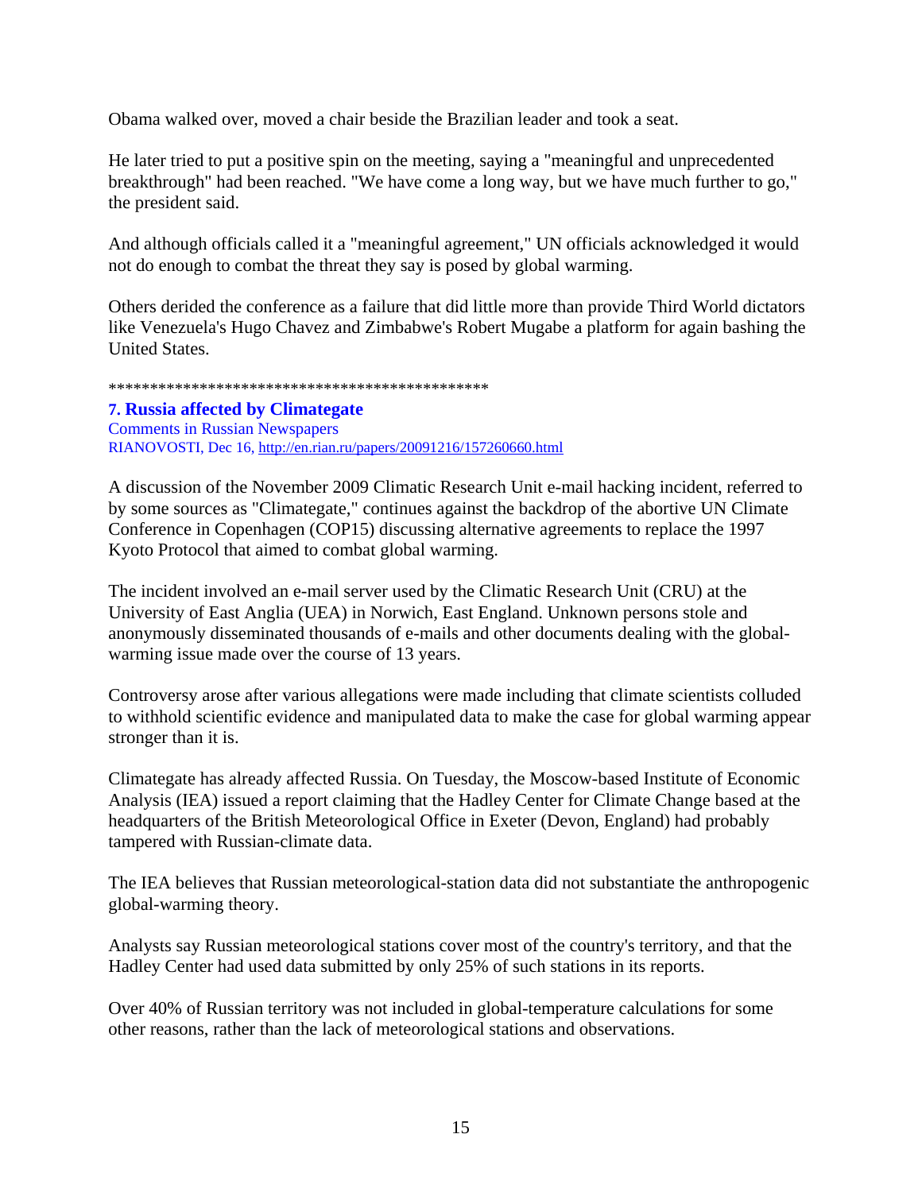Obama walked over, moved a chair beside the Brazilian leader and took a seat.

He later tried to put a positive spin on the meeting, saying a "meaningful and unprecedented breakthrough" had been reached. "We have come a long way, but we have much further to go," the president said.

And although officials called it a "meaningful agreement," UN officials acknowledged it would not do enough to combat the threat they say is posed by global warming.

Others derided the conference as a failure that did little more than provide Third World dictators like Venezuela's Hugo Chavez and Zimbabwe's Robert Mugabe a platform for again bashing the United States.

\*\*\*\*\*\*\*\*\*\*\*\*\*\*\*\*\*\*\*\*\*\*\*\*\*\*\*\*\*\*\*\*\*\*\*\*\*\*\*\*\*\*\*\*\*\*\*

**7. Russia affected by Climategate**

Comments in Russian Newspapers

RIANOVOSTI, Dec 16, http://en.rian.ru/papers/20091216/157260660.html

A discussion of the November 2009 Climatic Research Unit e-mail hacking incident, referred to by some sources as "Climategate," continues against the backdrop of the abortive UN Climate Conference in Copenhagen (COP15) discussing alternative agreements to replace the 1997 Kyoto Protocol that aimed to combat global warming.

The incident involved an e-mail server used by the Climatic Research Unit (CRU) at the University of East Anglia (UEA) in Norwich, East England. Unknown persons stole and anonymously disseminated thousands of e-mails and other documents dealing with the global-warming issue made over the course of 13 years.

Controversy arose after various allegations were made including that climate scientists colluded to withhold scientific evidence and manipulated data to make the case for global warming appear stronger than it is.

Climategate has already affected Russia. On Tuesday, the Moscow-based Institute of Economic Analysis (IEA) issued a report claiming that the Hadley Center for Climate Change based at the headquarters of the British Meteorological Office in Exeter (Devon, England) had probably tampered with Russian-climate data.

The IEA believes that Russian meteorological-station data did not substantiate the anthropogenic global-warming theory.

Analysts say Russian meteorological stations cover most of the country's territory, and that the Hadley Center had used data submitted by only 25% of such stations in its reports.

Over 40% of Russian territory was not included in global-temperature calculations for some other reasons, rather than the lack of meteorological stations and observations.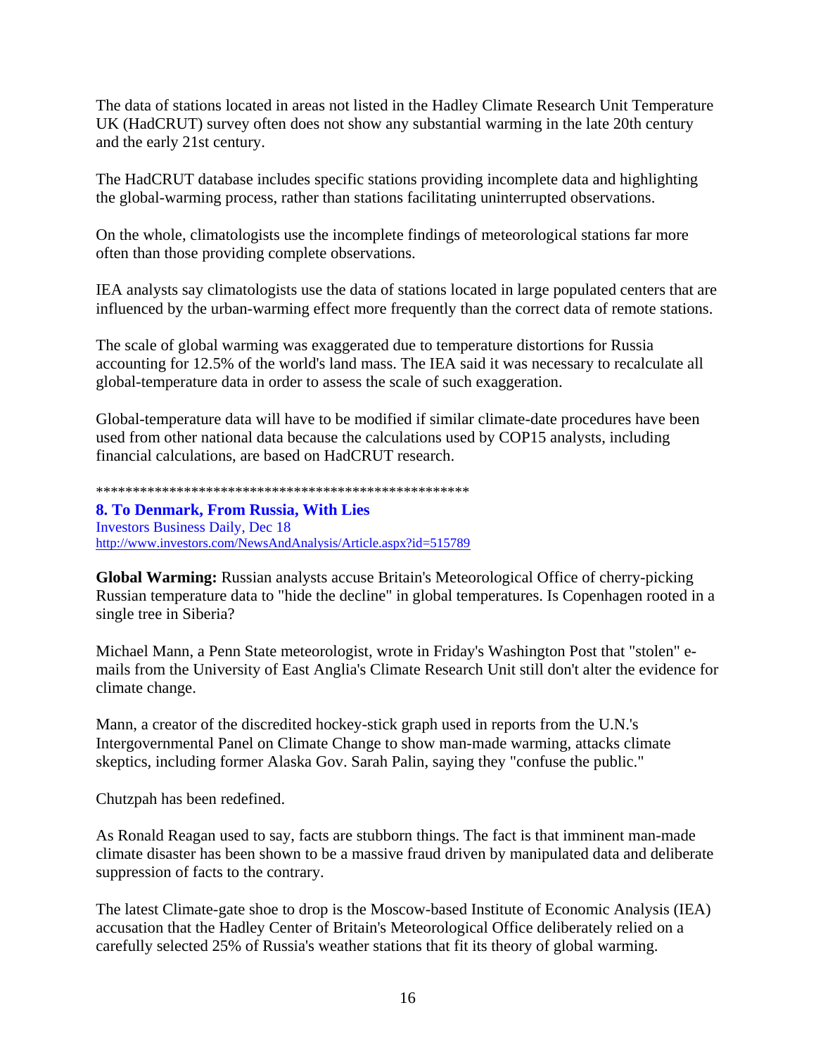The data of stations located in areas not listed in the Hadley Climate Research Unit Temperature UK (HadCRUT) survey often does not show any substantial warming in the late 20th century and the early 21st century.

The HadCRUT database includes specific stations providing incomplete data and highlighting the global-warming process, rather than stations facilitating uninterrupted observations.

On the whole, climatologists use the incomplete findings of meteorological stations far more often than those providing complete observations.

IEA analysts say climatologists use the data of stations located in large populated centers that are influenced by the urban-warming effect more frequently than the correct data of remote stations.

The scale of global warming was exaggerated due to temperature distortions for Russia accounting for 12.5% of the world's land mass. The IEA said it was necessary to recalculate all global-temperature data in order to assess the scale of such exaggeration.

Global-temperature data will have to be modified if similar climate-date procedures have been used from other national data because the calculations used by COP15 analysts, including financial calculations, are based on HadCRUT research.

****************************************************

**8. To Denmark, From Russia, With Lies**
Investors Business Daily, Dec 18
http://www.investors.com/NewsAndAnalysis/Article.aspx?id=515789

**Global Warming:** Russian analysts accuse Britain's Meteorological Office of cherry-picking Russian temperature data to "hide the decline" in global temperatures. Is Copenhagen rooted in a single tree in Siberia?

Michael Mann, a Penn State meteorologist, wrote in Friday's Washington Post that "stolen" e-mails from the University of East Anglia's Climate Research Unit still don't alter the evidence for climate change.

Mann, a creator of the discredited hockey-stick graph used in reports from the U.N.'s Intergovernmental Panel on Climate Change to show man-made warming, attacks climate skeptics, including former Alaska Gov. Sarah Palin, saying they "confuse the public."

Chutzpah has been redefined.

As Ronald Reagan used to say, facts are stubborn things. The fact is that imminent man-made climate disaster has been shown to be a massive fraud driven by manipulated data and deliberate suppression of facts to the contrary.

The latest Climate-gate shoe to drop is the Moscow-based Institute of Economic Analysis (IEA) accusation that the Hadley Center of Britain's Meteorological Office deliberately relied on a carefully selected 25% of Russia's weather stations that fit its theory of global warming.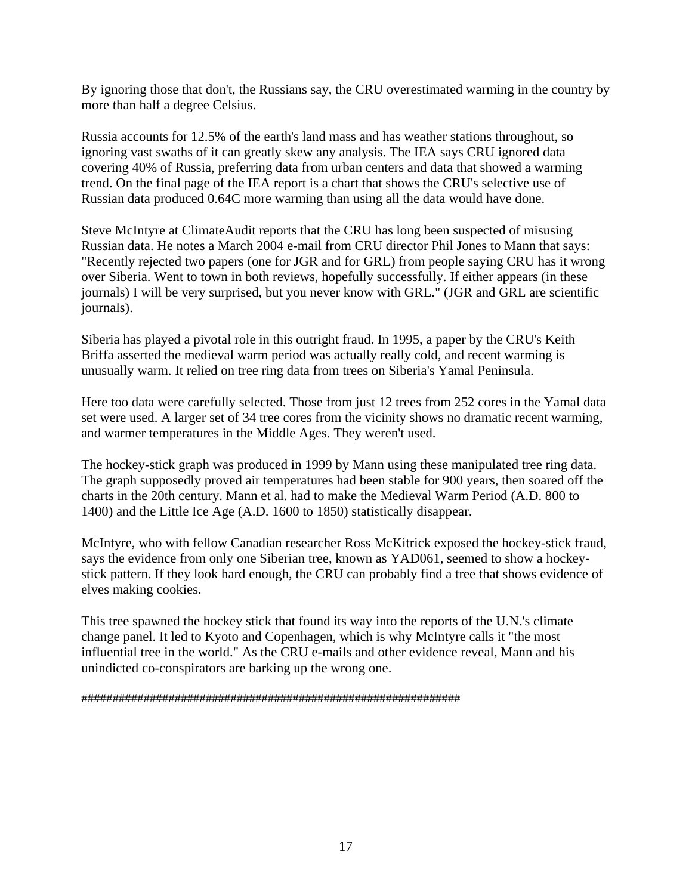By ignoring those that don't, the Russians say, the CRU overestimated warming in the country by more than half a degree Celsius.

Russia accounts for 12.5% of the earth's land mass and has weather stations throughout, so ignoring vast swaths of it can greatly skew any analysis. The IEA says CRU ignored data covering 40% of Russia, preferring data from urban centers and data that showed a warming trend. On the final page of the IEA report is a chart that shows the CRU's selective use of Russian data produced 0.64C more warming than using all the data would have done.

Steve McIntyre at ClimateAudit reports that the CRU has long been suspected of misusing Russian data. He notes a March 2004 e-mail from CRU director Phil Jones to Mann that says: "Recently rejected two papers (one for JGR and for GRL) from people saying CRU has it wrong over Siberia. Went to town in both reviews, hopefully successfully. If either appears (in these journals) I will be very surprised, but you never know with GRL." (JGR and GRL are scientific journals).

Siberia has played a pivotal role in this outright fraud. In 1995, a paper by the CRU's Keith Briffa asserted the medieval warm period was actually really cold, and recent warming is unusually warm. It relied on tree ring data from trees on Siberia's Yamal Peninsula.

Here too data were carefully selected. Those from just 12 trees from 252 cores in the Yamal data set were used. A larger set of 34 tree cores from the vicinity shows no dramatic recent warming, and warmer temperatures in the Middle Ages. They weren't used.

The hockey-stick graph was produced in 1999 by Mann using these manipulated tree ring data. The graph supposedly proved air temperatures had been stable for 900 years, then soared off the charts in the 20th century. Mann et al. had to make the Medieval Warm Period (A.D. 800 to 1400) and the Little Ice Age (A.D. 1600 to 1850) statistically disappear.

McIntyre, who with fellow Canadian researcher Ross McKitrick exposed the hockey-stick fraud, says the evidence from only one Siberian tree, known as YAD061, seemed to show a hockey-stick pattern. If they look hard enough, the CRU can probably find a tree that shows evidence of elves making cookies.

This tree spawned the hockey stick that found its way into the reports of the U.N.'s climate change panel. It led to Kyoto and Copenhagen, which is why McIntyre calls it "the most influential tree in the world." As the CRU e-mails and other evidence reveal, Mann and his unindicted co-conspirators are barking up the wrong one.

##############################################################